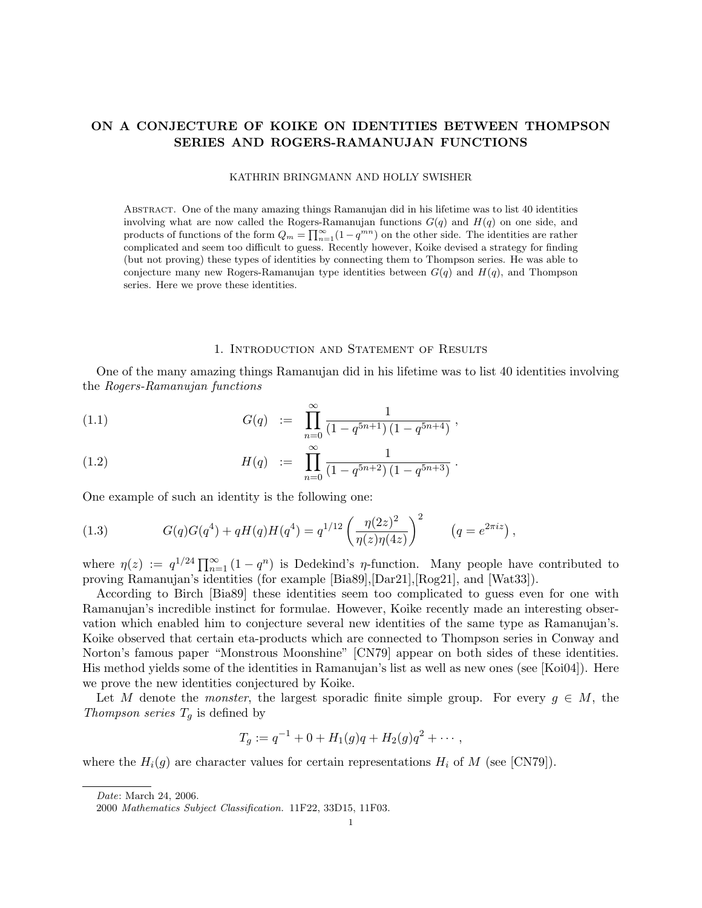# ON A CONJECTURE OF KOIKE ON IDENTITIES BETWEEN THOMPSON SERIES AND ROGERS-RAMANUJAN FUNCTIONS

KATHRIN BRINGMANN AND HOLLY SWISHER

Abstract. One of the many amazing things Ramanujan did in his lifetime was to list 40 identities involving what are now called the Rogers-Ramanujan functions $G(q)$ and $H(q)$ on one side, and products of functions of the form $Q_m = \prod_{n=1}^{\infty}(1-q^{mn})$ on the other side. The identities are rather complicated and seem too difficult to guess. Recently however, Koike devised a strategy for finding (but not proving) these types of identities by connecting them to Thompson series. He was able to conjecture many new Rogers-Ramanujan type identities between $G(q)$ and $H(q)$, and Thompson series. Here we prove these identities.

## 1. Introduction and Statement of Results

One of the many amazing things Ramanujan did in his lifetime was to list 40 identities involving the *Rogers-Ramanujan functions*

$$G(q) := \prod_{n=0}^{\infty} \frac{1}{(1-q^{5n+1})(1-q^{5n+4})}, \tag{1.1}$$

$$H(q) := \prod_{n=0}^{\infty} \frac{1}{(1-q^{5n+2})(1-q^{5n+3})}. \tag{1.2}$$

One example of such an identity is the following one:

$$G(q)G(q^4) + qH(q)H(q^4) = q^{1/12}\left(\frac{\eta(2z)^2}{\eta(z)\eta(4z)}\right)^2 \qquad \left(q = e^{2\pi i z}\right), \tag{1.3}$$

where $\eta(z) := q^{1/24}\prod_{n=1}^{\infty}(1-q^n)$ is Dedekind's $\eta$-function. Many people have contributed to proving Ramanujan's identities (for example [Bia89],[Dar21],[Rog21], and [Wat33]).

According to Birch [Bia89] these identities seem too complicated to guess even for one with Ramanujan's incredible instinct for formulae. However, Koike recently made an interesting observation which enabled him to conjecture several new identities of the same type as Ramanujan's. Koike observed that certain eta-products which are connected to Thompson series in Conway and Norton's famous paper "Monstrous Moonshine" [CN79] appear on both sides of these identities. His method yields some of the identities in Ramanujan's list as well as new ones (see [Koi04]). Here we prove the new identities conjectured by Koike.

Let $M$ denote the *monster*, the largest sporadic finite simple group. For every $g \in M$, the *Thompson series* $T_g$ is defined by

$$T_g := q^{-1} + 0 + H_1(g)q + H_2(g)q^2 + \cdots,$$

where the $H_i(g)$ are character values for certain representations $H_i$ of $M$ (see [CN79]).

*Date*: March 24, 2006.

2000 *Mathematics Subject Classification.* 11F22, 33D15, 11F03.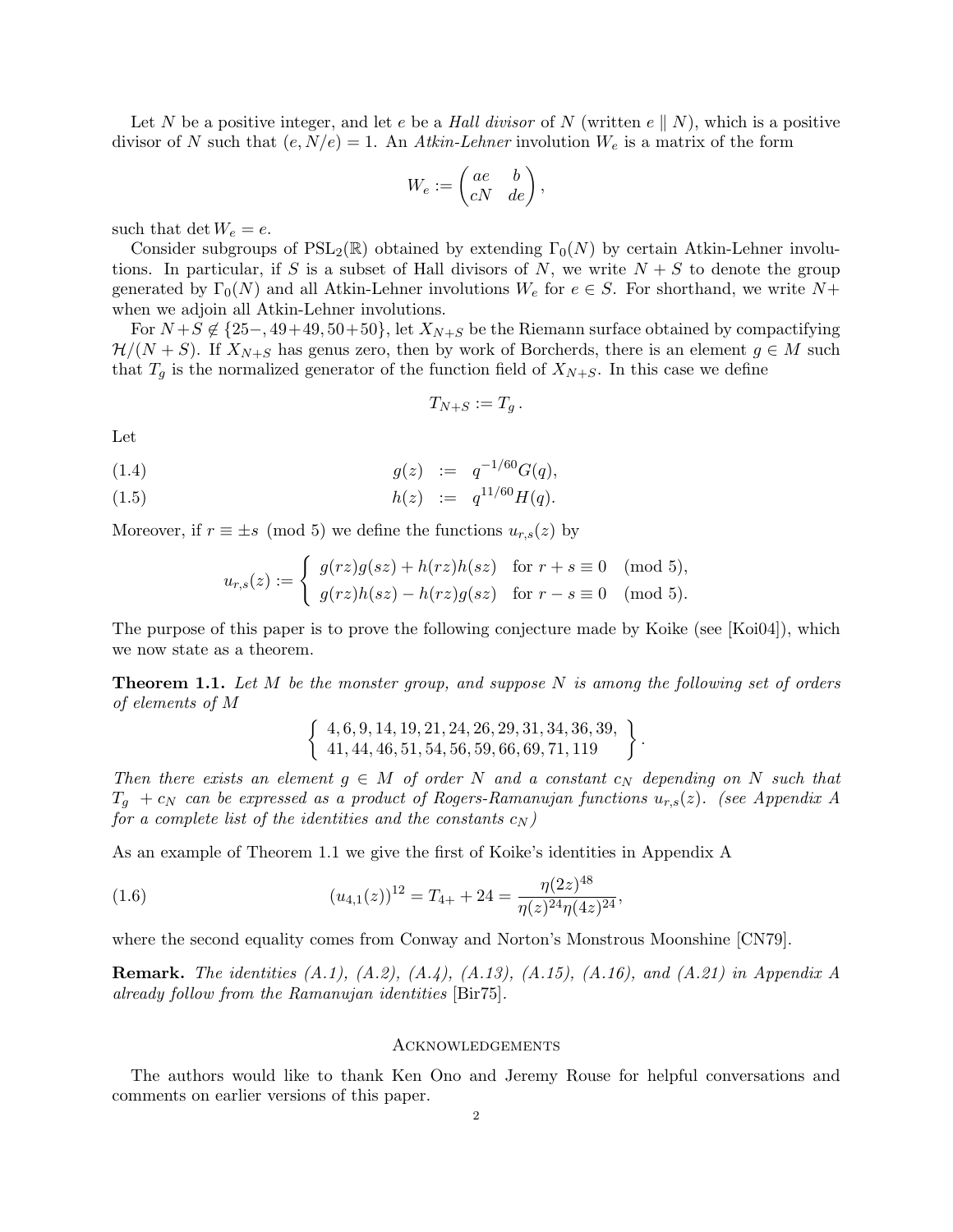Let $N$ be a positive integer, and let $e$ be a *Hall divisor* of $N$ (written $e \parallel N$), which is a positive divisor of $N$ such that $(e, N/e) = 1$. An *Atkin-Lehner* involution $W_e$ is a matrix of the form

$$W_e := \begin{pmatrix} ae & b \\ cN & de \end{pmatrix},$$

such that $\det W_e = e$.

Consider subgroups of $\mathrm{PSL}_2(\mathbb{R})$ obtained by extending $\Gamma_0(N)$ by certain Atkin-Lehner involutions. In particular, if $S$ is a subset of Hall divisors of $N$, we write $N+S$ to denote the group generated by $\Gamma_0(N)$ and all Atkin-Lehner involutions $W_e$ for $e \in S$. For shorthand, we write $N+$ when we adjoin all Atkin-Lehner involutions.

For $N+S \notin \{25-, 49+49, 50+50\}$, let $X_{N+S}$ be the Riemann surface obtained by compactifying $\mathcal{H}/(N+S)$. If $X_{N+S}$ has genus zero, then by work of Borcherds, there is an element $g \in M$ such that $T_g$ is the normalized generator of the function field of $X_{N+S}$. In this case we define

$$T_{N+S} := T_g \,.$$

Let

$$g(z) \;:=\; q^{-1/60} G(q), \tag{1.4}$$

$$h(z) \;:=\; q^{11/60} H(q). \tag{1.5}$$

Moreover, if $r \equiv \pm s \pmod 5$ we define the functions $u_{r,s}(z)$ by

$$u_{r,s}(z) := \begin{cases} g(rz)g(sz) + h(rz)h(sz) & \text{for } r+s \equiv 0 \pmod 5, \\ g(rz)h(sz) - h(rz)g(sz) & \text{for } r-s \equiv 0 \pmod 5. \end{cases}$$

The purpose of this paper is to prove the following conjecture made by Koike (see [Koi04]), which we now state as a theorem.

**Theorem 1.1.** *Let $M$ be the monster group, and suppose $N$ is among the following set of orders of elements of $M$*

$$\left\{ \begin{array}{l} 4, 6, 9, 14, 19, 21, 24, 26, 29, 31, 34, 36, 39, \\ 41, 44, 46, 51, 54, 56, 59, 66, 69, 71, 119 \end{array} \right\}.$$

*Then there exists an element $g \in M$ of order $N$ and a constant $c_N$ depending on $N$ such that $T_g + c_N$ can be expressed as a product of Rogers-Ramanujan functions $u_{r,s}(z)$. (see Appendix A for a complete list of the identities and the constants $c_N$)*

As an example of Theorem 1.1 we give the first of Koike's identities in Appendix A

$$(u_{4,1}(z))^{12} = T_{4+} + 24 = \frac{\eta(2z)^{48}}{\eta(z)^{24}\eta(4z)^{24}}, \tag{1.6}$$

where the second equality comes from Conway and Norton's Monstrous Moonshine [CN79].

**Remark.** *The identities (A.1), (A.2), (A.4), (A.13), (A.15), (A.16), and (A.21) in Appendix A already follow from the Ramanujan identities* [Bir75].

## Acknowledgements

The authors would like to thank Ken Ono and Jeremy Rouse for helpful conversations and comments on earlier versions of this paper.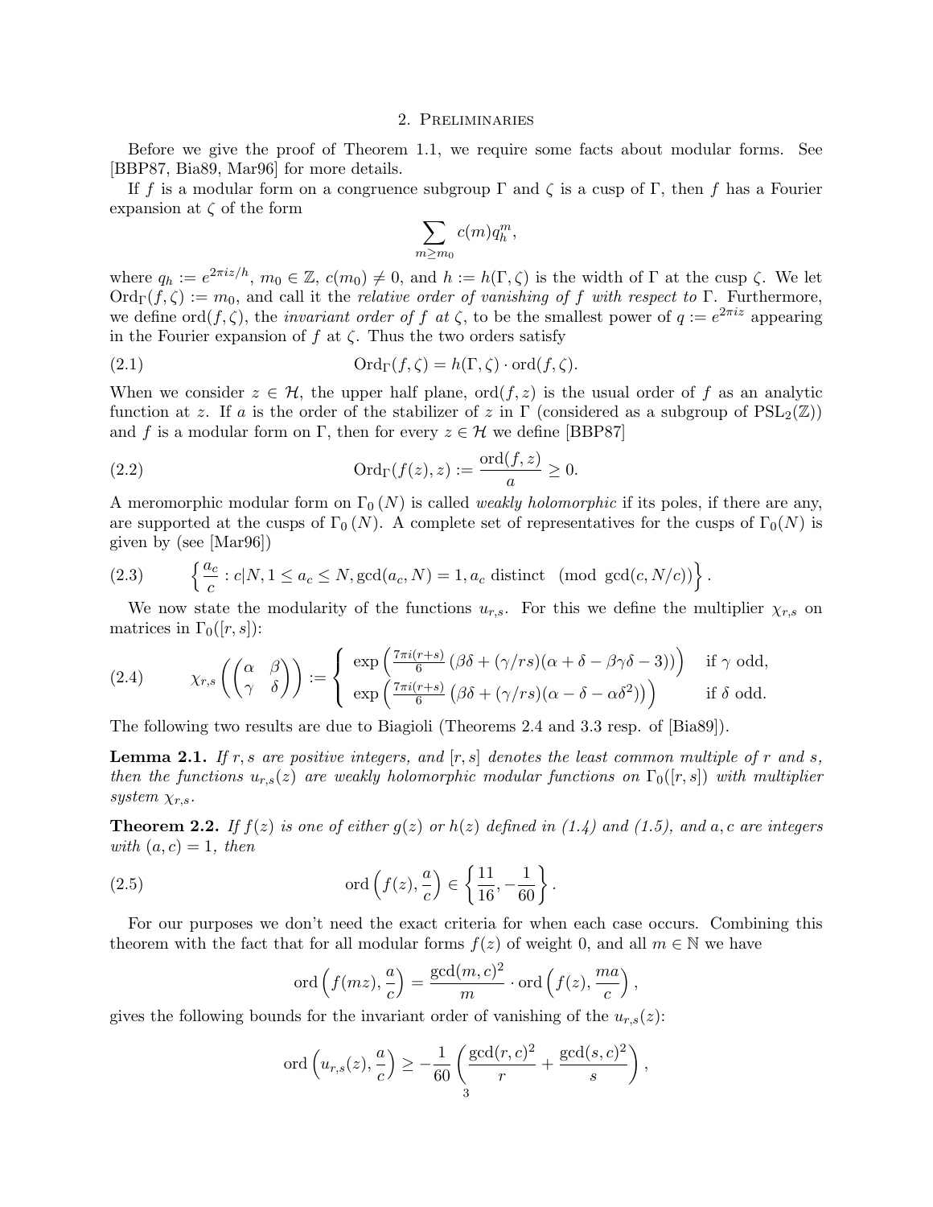## 2. Preliminaries

Before we give the proof of Theorem 1.1, we require some facts about modular forms. See [BBP87, Bia89, Mar96] for more details.

If $f$ is a modular form on a congruence subgroup $\Gamma$ and $\zeta$ is a cusp of $\Gamma$, then $f$ has a Fourier expansion at $\zeta$ of the form

$$\sum_{m \geq m_0} c(m) q_h^m,$$

where $q_h := e^{2\pi i z/h}$, $m_0 \in \mathbb{Z}$, $c(m_0) \neq 0$, and $h := h(\Gamma, \zeta)$ is the width of $\Gamma$ at the cusp $\zeta$. We let $\mathrm{Ord}_\Gamma(f, \zeta) := m_0$, and call it the *relative order of vanishing of $f$ with respect to* $\Gamma$. Furthermore, we define $\mathrm{ord}(f, \zeta)$, the *invariant order of $f$ at $\zeta$*, to be the smallest power of $q := e^{2\pi i z}$ appearing in the Fourier expansion of $f$ at $\zeta$. Thus the two orders satisfy

$$\mathrm{Ord}_\Gamma(f, \zeta) = h(\Gamma, \zeta) \cdot \mathrm{ord}(f, \zeta). \tag{2.1}$$

When we consider $z \in \mathcal{H}$, the upper half plane, $\mathrm{ord}(f, z)$ is the usual order of $f$ as an analytic function at $z$. If $a$ is the order of the stabilizer of $z$ in $\Gamma$ (considered as a subgroup of $\mathrm{PSL}_2(\mathbb{Z})$) and $f$ is a modular form on $\Gamma$, then for every $z \in \mathcal{H}$ we define [BBP87]

$$\mathrm{Ord}_\Gamma(f(z), z) := \frac{\mathrm{ord}(f, z)}{a} \geq 0. \tag{2.2}$$

A meromorphic modular form on $\Gamma_0(N)$ is called *weakly holomorphic* if its poles, if there are any, are supported at the cusps of $\Gamma_0(N)$. A complete set of representatives for the cusps of $\Gamma_0(N)$ is given by (see [Mar96])

$$\left\{ \frac{a_c}{c} : c | N, 1 \leq a_c \leq N, \gcd(a_c, N) = 1, a_c \text{ distinct} \pmod{\gcd(c, N/c)} \right\}. \tag{2.3}$$

We now state the modularity of the functions $u_{r,s}$. For this we define the multiplier $\chi_{r,s}$ on matrices in $\Gamma_0([r,s])$:

$$\chi_{r,s}\left( \begin{pmatrix} \alpha & \beta \\ \gamma & \delta \end{pmatrix} \right) := \begin{cases} \exp\left( \frac{7\pi i(r+s)}{6} \left( \beta\delta + (\gamma/rs)(\alpha + \delta - \beta\gamma\delta - 3) \right) \right) & \text{if } \gamma \text{ odd}, \\ \exp\left( \frac{7\pi i(r+s)}{6} \left( \beta\delta + (\gamma/rs)(\alpha - \delta - \alpha\delta^2) \right) \right) & \text{if } \delta \text{ odd}. \end{cases} \tag{2.4}$$

The following two results are due to Biagioli (Theorems 2.4 and 3.3 resp. of [Bia89]).

**Lemma 2.1.** *If $r, s$ are positive integers, and $[r,s]$ denotes the least common multiple of $r$ and $s$, then the functions $u_{r,s}(z)$ are weakly holomorphic modular functions on $\Gamma_0([r,s])$ with multiplier system $\chi_{r,s}$.*

**Theorem 2.2.** *If $f(z)$ is one of either $g(z)$ or $h(z)$ defined in (1.4) and (1.5), and $a, c$ are integers with $(a, c) = 1$, then*

$$\mathrm{ord}\left(f(z), \frac{a}{c}\right) \in \left\{ \frac{11}{16}, -\frac{1}{60} \right\}. \tag{2.5}$$

For our purposes we don't need the exact criteria for when each case occurs. Combining this theorem with the fact that for all modular forms $f(z)$ of weight 0, and all $m \in \mathbb{N}$ we have

$$\mathrm{ord}\left(f(mz), \frac{a}{c}\right) = \frac{\gcd(m, c)^2}{m} \cdot \mathrm{ord}\left(f(z), \frac{ma}{c}\right),$$

gives the following bounds for the invariant order of vanishing of the $u_{r,s}(z)$:

$$\mathrm{ord}\left(u_{r,s}(z), \frac{a}{c}\right) \geq -\frac{1}{60}\left( \frac{\gcd(r,c)^2}{r} + \frac{\gcd(s,c)^2}{s} \right),$$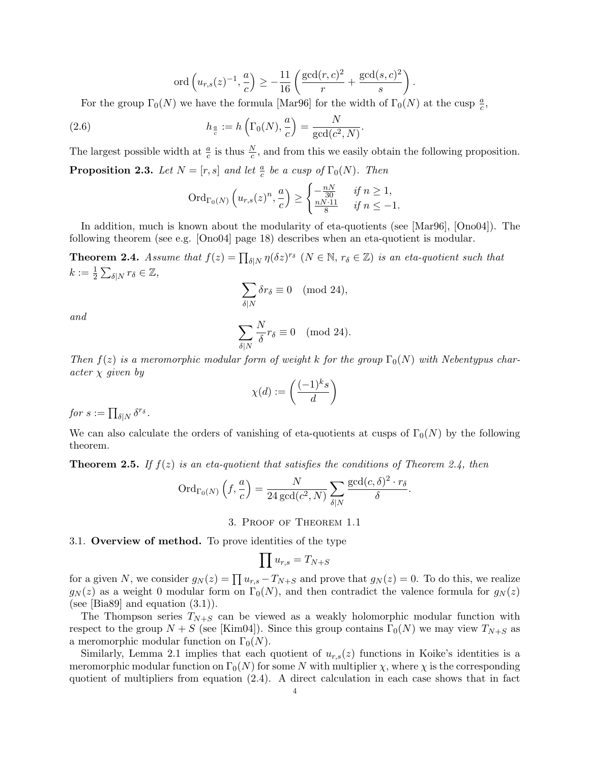$$\operatorname{ord}\left(u_{r,s}(z)^{-1}, \frac{a}{c}\right) \geq -\frac{11}{16}\left(\frac{\gcd(r,c)^2}{r} + \frac{\gcd(s,c)^2}{s}\right).$$

For the group $\Gamma_0(N)$ we have the formula [Mar96] for the width of $\Gamma_0(N)$ at the cusp $\frac{a}{c}$,

$$h_{\frac{a}{c}} := h\left(\Gamma_0(N), \frac{a}{c}\right) = \frac{N}{\gcd(c^2, N)}. \tag{2.6}$$

The largest possible width at $\frac{a}{c}$ is thus $\frac{N}{c}$, and from this we easily obtain the following proposition.

**Proposition 2.3.** *Let $N = [r,s]$ and let $\frac{a}{c}$ be a cusp of $\Gamma_0(N)$. Then*

$$\operatorname{Ord}_{\Gamma_0(N)}\left(u_{r,s}(z)^n, \frac{a}{c}\right) \geq \begin{cases} -\frac{nN}{30} & \text{if } n \geq 1, \\ \frac{nN\cdot 11}{8} & \text{if } n \leq -1. \end{cases}$$

In addition, much is known about the modularity of eta-quotients (see [Mar96], [Ono04]). The following theorem (see e.g. [Ono04] page 18) describes when an eta-quotient is modular.

**Theorem 2.4.** *Assume that $f(z) = \prod_{\delta|N} \eta(\delta z)^{r_\delta}$ ($N \in \mathbb{N}$, $r_\delta \in \mathbb{Z}$) is an eta-quotient such that $k := \frac{1}{2}\sum_{\delta|N} r_\delta \in \mathbb{Z}$,*

$$\sum_{\delta|N} \delta r_\delta \equiv 0 \pmod{24},$$

*and*

$$\sum_{\delta|N} \frac{N}{\delta} r_\delta \equiv 0 \pmod{24}.$$

*Then $f(z)$ is a meromorphic modular form of weight $k$ for the group $\Gamma_0(N)$ with Nebentypus character $\chi$ given by*

$$\chi(d) := \left(\frac{(-1)^k s}{d}\right)$$

*for $s := \prod_{\delta|N} \delta^{r_\delta}$.*

We can also calculate the orders of vanishing of eta-quotients at cusps of $\Gamma_0(N)$ by the following theorem.

**Theorem 2.5.** *If $f(z)$ is an eta-quotient that satisfies the conditions of Theorem 2.4, then*

$$\operatorname{Ord}_{\Gamma_0(N)}\left(f, \frac{a}{c}\right) = \frac{N}{24\gcd(c^2,N)} \sum_{\delta|N} \frac{\gcd(c,\delta)^2 \cdot r_\delta}{\delta}.$$

## 3. Proof of Theorem 1.1

### 3.1. Overview of method.

To prove identities of the type

$$\prod u_{r,s} = T_{N+S}$$

for a given $N$, we consider $g_N(z) = \prod u_{r,s} - T_{N+S}$ and prove that $g_N(z) = 0$. To do this, we realize $g_N(z)$ as a weight 0 modular form on $\Gamma_0(N)$, and then contradict the valence formula for $g_N(z)$ (see [Bia89] and equation (3.1)).

The Thompson series $T_{N+S}$ can be viewed as a weakly holomorphic modular function with respect to the group $N+S$ (see [Kim04]). Since this group contains $\Gamma_0(N)$ we may view $T_{N+S}$ as a meromorphic modular function on $\Gamma_0(N)$.

Similarly, Lemma 2.1 implies that each quotient of $u_{r,s}(z)$ functions in Koike's identities is a meromorphic modular function on $\Gamma_0(N)$ for some $N$ with multiplier $\chi$, where $\chi$ is the corresponding quotient of multipliers from equation (2.4). A direct calculation in each case shows that in fact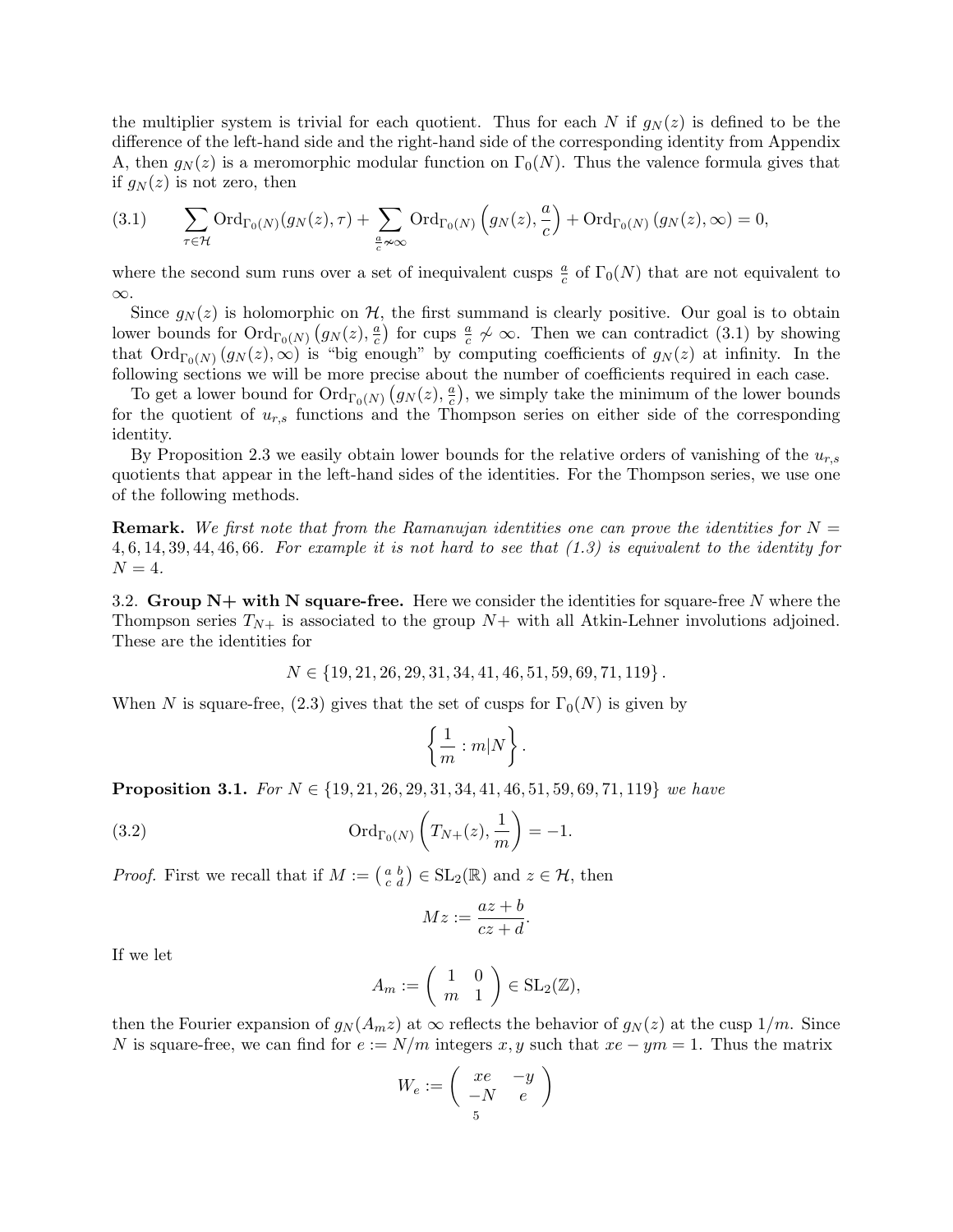the multiplier system is trivial for each quotient. Thus for each $N$ if $g_N(z)$ is defined to be the difference of the left-hand side and the right-hand side of the corresponding identity from Appendix A, then $g_N(z)$ is a meromorphic modular function on $\Gamma_0(N)$. Thus the valence formula gives that if $g_N(z)$ is not zero, then

$$\sum_{\tau\in\mathcal{H}} \mathrm{Ord}_{\Gamma_0(N)}(g_N(z),\tau) + \sum_{\frac{a}{c}\not\sim\infty} \mathrm{Ord}_{\Gamma_0(N)}\left(g_N(z),\frac{a}{c}\right) + \mathrm{Ord}_{\Gamma_0(N)}\left(g_N(z),\infty\right) = 0, \tag{3.1}$$

where the second sum runs over a set of inequivalent cusps $\frac{a}{c}$ of $\Gamma_0(N)$ that are not equivalent to $\infty$.

Since $g_N(z)$ is holomorphic on $\mathcal{H}$, the first summand is clearly positive. Our goal is to obtain lower bounds for $\mathrm{Ord}_{\Gamma_0(N)}\left(g_N(z),\frac{a}{c}\right)$ for cups $\frac{a}{c}\not\sim\infty$. Then we can contradict (3.1) by showing that $\mathrm{Ord}_{\Gamma_0(N)}\left(g_N(z),\infty\right)$ is "big enough" by computing coefficients of $g_N(z)$ at infinity. In the following sections we will be more precise about the number of coefficients required in each case.

To get a lower bound for $\mathrm{Ord}_{\Gamma_0(N)}\left(g_N(z),\frac{a}{c}\right)$, we simply take the minimum of the lower bounds for the quotient of $u_{r,s}$ functions and the Thompson series on either side of the corresponding identity.

By Proposition 2.3 we easily obtain lower bounds for the relative orders of vanishing of the $u_{r,s}$ quotients that appear in the left-hand sides of the identities. For the Thompson series, we use one of the following methods.

**Remark.** *We first note that from the Ramanujan identities one can prove the identities for $N = 4, 6, 14, 39, 44, 46, 66$. For example it is not hard to see that (1.3) is equivalent to the identity for $N = 4$.*

### 3.2. Group N+ with N square-free.

Here we consider the identities for square-free $N$ where the Thompson series $T_{N+}$ is associated to the group $N+$ with all Atkin-Lehner involutions adjoined. These are the identities for

$$N \in \{19, 21, 26, 29, 31, 34, 41, 46, 51, 59, 69, 71, 119\}.$$

When $N$ is square-free, (2.3) gives that the set of cusps for $\Gamma_0(N)$ is given by

$$\left\{\frac{1}{m} : m|N\right\}.$$

**Proposition 3.1.** *For $N \in \{19, 21, 26, 29, 31, 34, 41, 46, 51, 59, 69, 71, 119\}$ we have*

$$\mathrm{Ord}_{\Gamma_0(N)}\left(T_{N+}(z),\frac{1}{m}\right) = -1. \tag{3.2}$$

*Proof.* First we recall that if $M := \left(\begin{smallmatrix} a & b \\ c & d\end{smallmatrix}\right) \in \mathrm{SL}_2(\mathbb{R})$ and $z \in \mathcal{H}$, then

$$Mz := \frac{az+b}{cz+d}.$$

If we let

$$A_m := \begin{pmatrix} 1 & 0 \\ m & 1 \end{pmatrix} \in \mathrm{SL}_2(\mathbb{Z}),$$

then the Fourier expansion of $g_N(A_m z)$ at $\infty$ reflects the behavior of $g_N(z)$ at the cusp $1/m$. Since $N$ is square-free, we can find for $e := N/m$ integers $x, y$ such that $xe - ym = 1$. Thus the matrix

$$W_e := \begin{pmatrix} xe & -y \\ -N & e \end{pmatrix}$$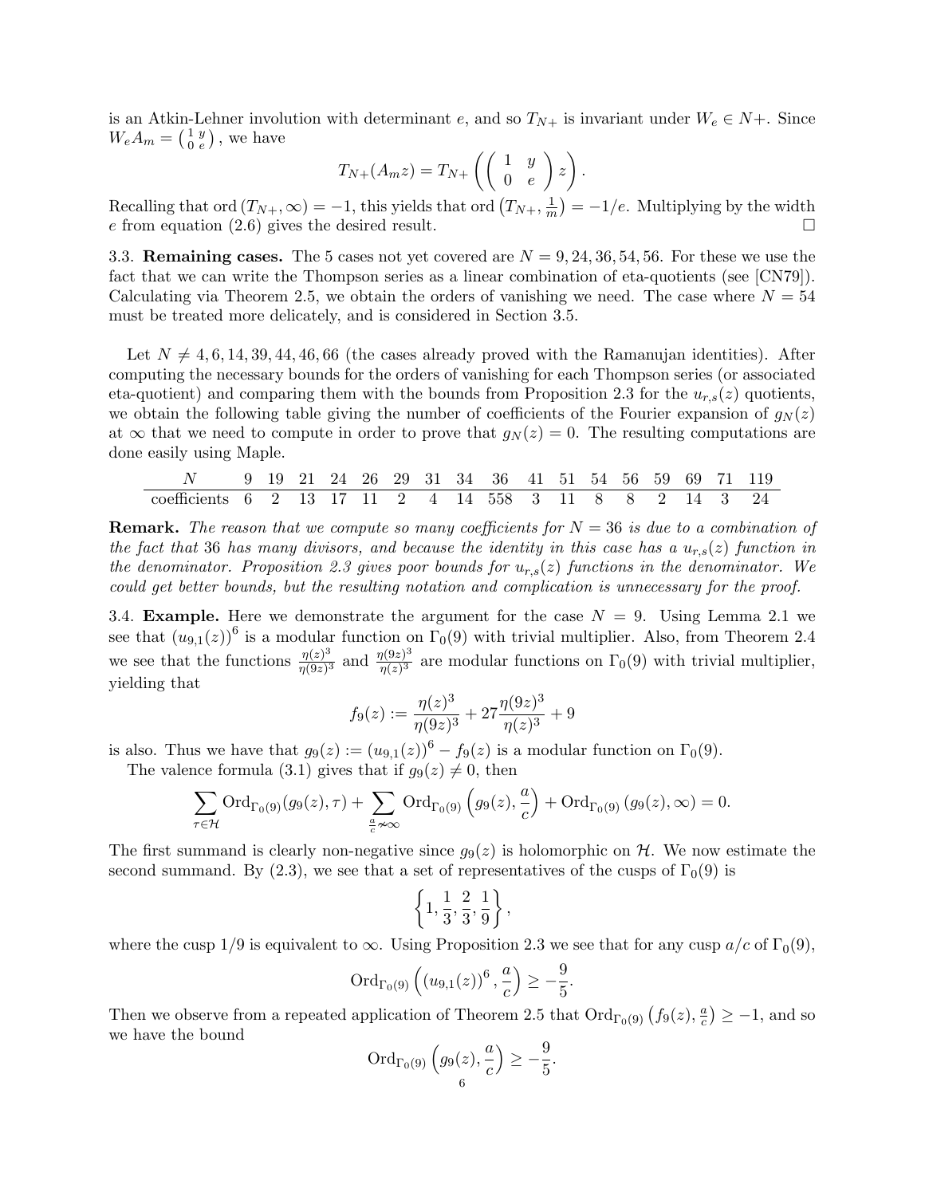is an Atkin-Lehner involution with determinant $e$, and so $T_{N+}$ is invariant under $W_e \in N+$. Since $W_e A_m = \left(\begin{smallmatrix} 1 & y \\ 0 & e \end{smallmatrix}\right)$, we have

$$T_{N+}(A_m z) = T_{N+}\left(\left(\begin{array}{cc} 1 & y \\ 0 & e \end{array}\right) z\right).$$

Recalling that $\operatorname{ord}(T_{N+}, \infty) = -1$, this yields that $\operatorname{ord}\left(T_{N+}, \frac{1}{m}\right) = -1/e$. Multiplying by the width $e$ from equation (2.6) gives the desired result. $\square$

### 3.3. Remaining cases.

The 5 cases not yet covered are $N = 9, 24, 36, 54, 56$. For these we use the fact that we can write the Thompson series as a linear combination of eta-quotients (see [CN79]). Calculating via Theorem 2.5, we obtain the orders of vanishing we need. The case where $N = 54$ must be treated more delicately, and is considered in Section 3.5.

Let $N \neq 4, 6, 14, 39, 44, 46, 66$ (the cases already proved with the Ramanujan identities). After computing the necessary bounds for the orders of vanishing for each Thompson series (or associated eta-quotient) and comparing them with the bounds from Proposition 2.3 for the $u_{r,s}(z)$ quotients, we obtain the following table giving the number of coefficients of the Fourier expansion of $g_N(z)$ at $\infty$ that we need to compute in order to prove that $g_N(z) = 0$. The resulting computations are done easily using Maple.

| $N$ | 9 | 19 | 21 | 24 | 26 | 29 | 31 | 34 | 36 | 41 | 51 | 54 | 56 | 59 | 69 | 71 | 119 |
|---|---|---|---|---|---|---|---|---|---|---|---|---|---|---|---|---|---|
| coefficients | 6 | 2 | 13 | 17 | 11 | 2 | 4 | 14 | 558 | 3 | 11 | 8 | 8 | 2 | 14 | 3 | 24 |

**Remark.** *The reason that we compute so many coefficients for $N = 36$ is due to a combination of the fact that 36 has many divisors, and because the identity in this case has a $u_{r,s}(z)$ function in the denominator. Proposition 2.3 gives poor bounds for $u_{r,s}(z)$ functions in the denominator. We could get better bounds, but the resulting notation and complication is unnecessary for the proof.*

### 3.4. Example.

Here we demonstrate the argument for the case $N = 9$. Using Lemma 2.1 we see that $(u_{9,1}(z))^6$ is a modular function on $\Gamma_0(9)$ with trivial multiplier. Also, from Theorem 2.4 we see that the functions $\frac{\eta(z)^3}{\eta(9z)^3}$ and $\frac{\eta(9z)^3}{\eta(z)^3}$ are modular functions on $\Gamma_0(9)$ with trivial multiplier, yielding that

$$f_9(z) := \frac{\eta(z)^3}{\eta(9z)^3} + 27\frac{\eta(9z)^3}{\eta(z)^3} + 9$$

is also. Thus we have that $g_9(z) := (u_{9,1}(z))^6 - f_9(z)$ is a modular function on $\Gamma_0(9)$.

The valence formula (3.1) gives that if $g_9(z) \neq 0$, then

$$\sum_{\tau \in \mathcal{H}} \operatorname{Ord}_{\Gamma_0(9)}(g_9(z), \tau) + \sum_{\frac{a}{c} \nsim \infty} \operatorname{Ord}_{\Gamma_0(9)}\left(g_9(z), \frac{a}{c}\right) + \operatorname{Ord}_{\Gamma_0(9)}\left(g_9(z), \infty\right) = 0.$$

The first summand is clearly non-negative since $g_9(z)$ is holomorphic on $\mathcal{H}$. We now estimate the second summand. By (2.3), we see that a set of representatives of the cusps of $\Gamma_0(9)$ is

$$\left\{1, \frac{1}{3}, \frac{2}{3}, \frac{1}{9}\right\},$$

where the cusp $1/9$ is equivalent to $\infty$. Using Proposition 2.3 we see that for any cusp $a/c$ of $\Gamma_0(9)$,

$$\operatorname{Ord}_{\Gamma_0(9)}\left((u_{9,1}(z))^6, \frac{a}{c}\right) \geq -\frac{9}{5}.$$

Then we observe from a repeated application of Theorem 2.5 that $\operatorname{Ord}_{\Gamma_0(9)}\left(f_9(z), \frac{a}{c}\right) \geq -1$, and so we have the bound

$$\operatorname{Ord}_{\Gamma_0(9)}\left(g_9(z), \frac{a}{c}\right) \geq -\frac{9}{5}.$$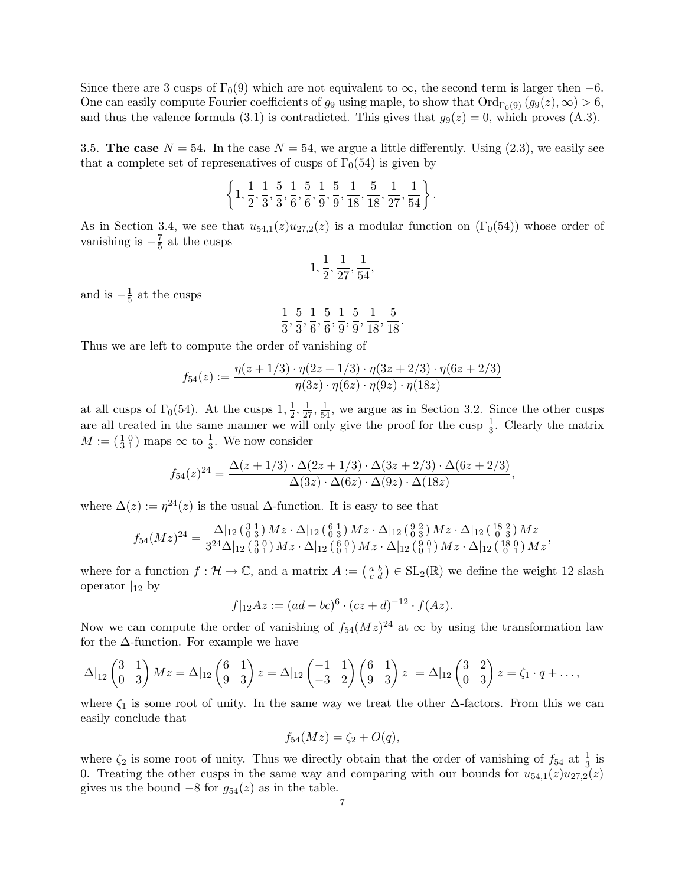Since there are 3 cusps of $\Gamma_0(9)$ which are not equivalent to $\infty$, the second term is larger then $-6$. One can easily compute Fourier coefficients of $g_9$ using maple, to show that $\mathrm{Ord}_{\Gamma_0(9)}(g_9(z), \infty) > 6$, and thus the valence formula (3.1) is contradicted. This gives that $g_9(z) = 0$, which proves (A.3).

**3.5. The case $N = 54$.** In the case $N = 54$, we argue a little differently. Using (2.3), we easily see that a complete set of represenatives of cusps of $\Gamma_0(54)$ is given by

$$\left\{1, \frac{1}{2}, \frac{1}{3}, \frac{5}{3}, \frac{1}{6}, \frac{5}{6}, \frac{1}{9}, \frac{5}{9}, \frac{1}{18}, \frac{5}{18}, \frac{1}{27}, \frac{1}{54}\right\}.$$

As in Section 3.4, we see that $u_{54,1}(z)u_{27,2}(z)$ is a modular function on $(\Gamma_0(54))$ whose order of vanishing is $-\frac{7}{5}$ at the cusps

$$1, \frac{1}{2}, \frac{1}{27}, \frac{1}{54},$$

and is $-\frac{1}{5}$ at the cusps

$$\frac{1}{3}, \frac{5}{3}, \frac{1}{6}, \frac{5}{6}, \frac{1}{9}, \frac{5}{9}, \frac{1}{18}, \frac{5}{18}.$$

Thus we are left to compute the order of vanishing of

$$f_{54}(z) := \frac{\eta(z + 1/3) \cdot \eta(2z + 1/3) \cdot \eta(3z + 2/3) \cdot \eta(6z + 2/3)}{\eta(3z) \cdot \eta(6z) \cdot \eta(9z) \cdot \eta(18z)}$$

at all cusps of $\Gamma_0(54)$. At the cusps $1, \frac{1}{2}, \frac{1}{27}, \frac{1}{54}$, we argue as in Section 3.2. Since the other cusps are all treated in the same manner we will only give the proof for the cusp $\frac{1}{3}$. Clearly the matrix $M := \left(\begin{smallmatrix} 1 & 0 \\ 3 & 1 \end{smallmatrix}\right)$ maps $\infty$ to $\frac{1}{3}$. We now consider

$$f_{54}(z)^{24} = \frac{\Delta(z + 1/3) \cdot \Delta(2z + 1/3) \cdot \Delta(3z + 2/3) \cdot \Delta(6z + 2/3)}{\Delta(3z) \cdot \Delta(6z) \cdot \Delta(9z) \cdot \Delta(18z)},$$

where $\Delta(z) := \eta^{24}(z)$ is the usual $\Delta$-function. It is easy to see that

$$f_{54}(Mz)^{24} = \frac{\Delta|_{12}\left(\begin{smallmatrix} 3 & 1 \\ 0 & 3 \end{smallmatrix}\right)Mz \cdot \Delta|_{12}\left(\begin{smallmatrix} 6 & 1 \\ 0 & 3 \end{smallmatrix}\right)Mz \cdot \Delta|_{12}\left(\begin{smallmatrix} 9 & 2 \\ 0 & 3 \end{smallmatrix}\right)Mz \cdot \Delta|_{12}\left(\begin{smallmatrix} 18 & 2 \\ 0 & 3 \end{smallmatrix}\right)Mz}{3^{24}\Delta|_{12}\left(\begin{smallmatrix} 3 & 0 \\ 0 & 1 \end{smallmatrix}\right)Mz \cdot \Delta|_{12}\left(\begin{smallmatrix} 6 & 0 \\ 0 & 1 \end{smallmatrix}\right)Mz \cdot \Delta|_{12}\left(\begin{smallmatrix} 9 & 0 \\ 0 & 1 \end{smallmatrix}\right)Mz \cdot \Delta|_{12}\left(\begin{smallmatrix} 18 & 0 \\ 0 & 1 \end{smallmatrix}\right)Mz},$$

where for a function $f : \mathcal{H} \to \mathbb{C}$, and a matrix $A := \left(\begin{smallmatrix} a & b \\ c & d \end{smallmatrix}\right) \in \mathrm{SL}_2(\mathbb{R})$ we define the weight 12 slash operator $|_{12}$ by

$$f|_{12}Az := (ad - bc)^6 \cdot (cz + d)^{-12} \cdot f(Az).$$

Now we can compute the order of vanishing of $f_{54}(Mz)^{24}$ at $\infty$ by using the transformation law for the $\Delta$-function. For example we have

$$\Delta|_{12}\begin{pmatrix} 3 & 1 \\ 0 & 3 \end{pmatrix}Mz = \Delta|_{12}\begin{pmatrix} 6 & 1 \\ 9 & 3 \end{pmatrix}z = \Delta|_{12}\begin{pmatrix} -1 & 1 \\ -3 & 2 \end{pmatrix}\begin{pmatrix} 6 & 1 \\ 9 & 3 \end{pmatrix}z = \Delta|_{12}\begin{pmatrix} 3 & 2 \\ 0 & 3 \end{pmatrix}z = \zeta_1 \cdot q + \ldots,$$

where $\zeta_1$ is some root of unity. In the same way we treat the other $\Delta$-factors. From this we can easily conclude that

$$f_{54}(Mz) = \zeta_2 + O(q),$$

where $\zeta_2$ is some root of unity. Thus we directly obtain that the order of vanishing of $f_{54}$ at $\frac{1}{3}$ is 0. Treating the other cusps in the same way and comparing with our bounds for $u_{54,1}(z)u_{27,2}(z)$ gives us the bound $-8$ for $g_{54}(z)$ as in the table.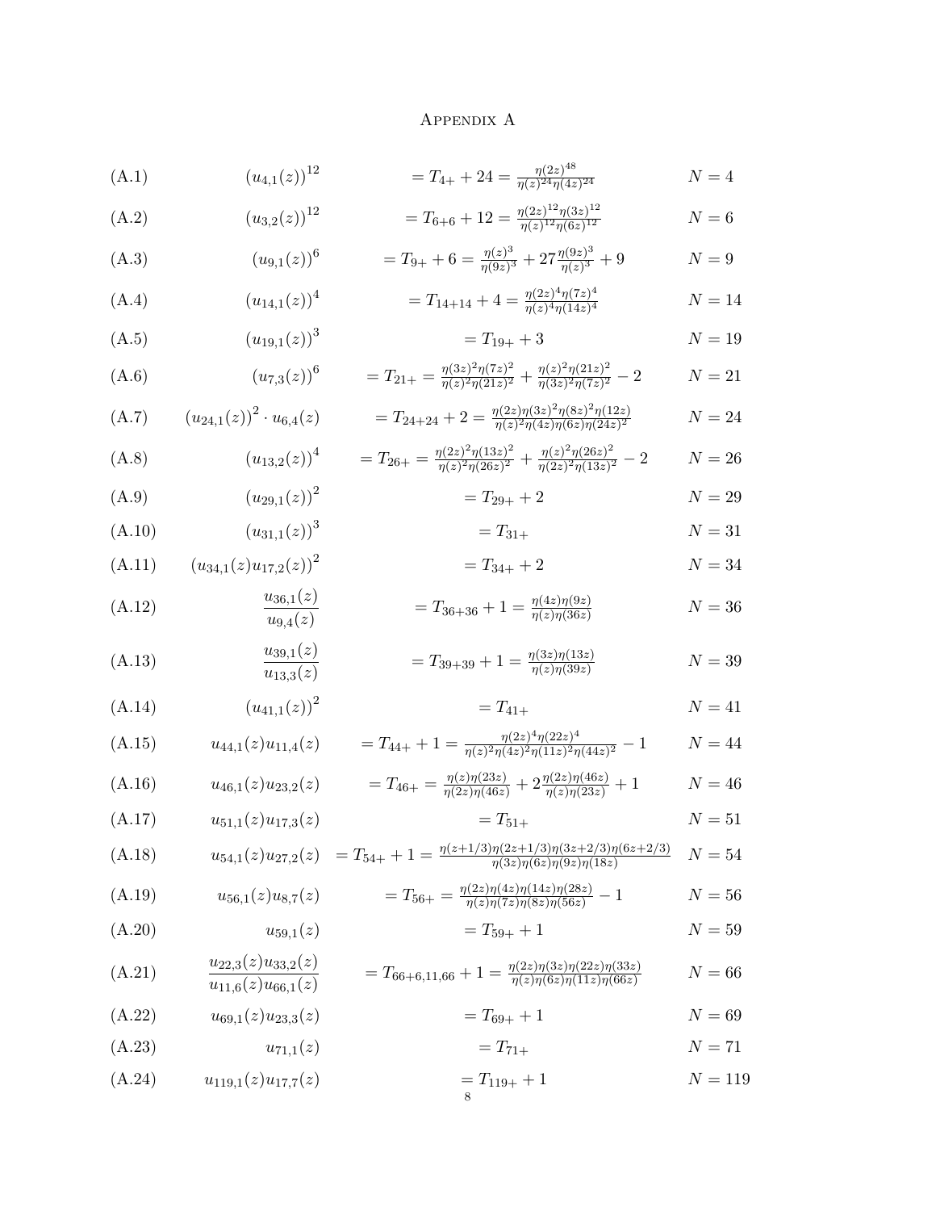## Appendix A

$$(u_{4,1}(z))^{12} = T_{4+} + 24 = \frac{\eta(2z)^{48}}{\eta(z)^{24}\eta(4z)^{24}} \qquad N = 4 \tag{A.1}$$

$$(u_{3,2}(z))^{12} = T_{6+6} + 12 = \frac{\eta(2z)^{12}\eta(3z)^{12}}{\eta(z)^{12}\eta(6z)^{12}} \qquad N = 6 \tag{A.2}$$

$$(u_{9,1}(z))^{6} = T_{9+} + 6 = \frac{\eta(z)^{3}}{\eta(9z)^{3}} + 27\frac{\eta(9z)^{3}}{\eta(z)^{3}} + 9 \qquad N = 9 \tag{A.3}$$

$$(u_{14,1}(z))^{4} = T_{14+14} + 4 = \frac{\eta(2z)^{4}\eta(7z)^{4}}{\eta(z)^{4}\eta(14z)^{4}} \qquad N = 14 \tag{A.4}$$

$$(u_{19,1}(z))^{3} = T_{19+} + 3 \qquad N = 19 \tag{A.5}$$

$$(u_{7,3}(z))^{6} = T_{21+} = \frac{\eta(3z)^{2}\eta(7z)^{2}}{\eta(z)^{2}\eta(21z)^{2}} + \frac{\eta(z)^{2}\eta(21z)^{2}}{\eta(3z)^{2}\eta(7z)^{2}} - 2 \qquad N = 21 \tag{A.6}$$

$$(u_{24,1}(z))^{2} \cdot u_{6,4}(z) = T_{24+24} + 2 = \frac{\eta(2z)\eta(3z)^{2}\eta(8z)^{2}\eta(12z)}{\eta(z)^{2}\eta(4z)\eta(6z)\eta(24z)^{2}} \qquad N = 24 \tag{A.7}$$

$$(u_{13,2}(z))^{4} = T_{26+} = \frac{\eta(2z)^{2}\eta(13z)^{2}}{\eta(z)^{2}\eta(26z)^{2}} + \frac{\eta(z)^{2}\eta(26z)^{2}}{\eta(2z)^{2}\eta(13z)^{2}} - 2 \qquad N = 26 \tag{A.8}$$

$$(u_{29,1}(z))^{2} = T_{29+} + 2 \qquad N = 29 \tag{A.9}$$

$$(u_{31,1}(z))^{3} = T_{31+} \qquad N = 31 \tag{A.10}$$

$$(u_{34,1}(z)u_{17,2}(z))^{2} = T_{34+} + 2 \qquad N = 34 \tag{A.11}$$

$$\frac{u_{36,1}(z)}{u_{9,4}(z)} = T_{36+36} + 1 = \frac{\eta(4z)\eta(9z)}{\eta(z)\eta(36z)} \qquad N = 36 \tag{A.12}$$

$$\frac{u_{39,1}(z)}{u_{13,3}(z)} = T_{39+39} + 1 = \frac{\eta(3z)\eta(13z)}{\eta(z)\eta(39z)} \qquad N = 39 \tag{A.13}$$

$$(u_{41,1}(z))^{2} = T_{41+} \qquad N = 41 \tag{A.14}$$

$$u_{44,1}(z)u_{11,4}(z) = T_{44+} + 1 = \frac{\eta(2z)^{4}\eta(22z)^{4}}{\eta(z)^{2}\eta(4z)^{2}\eta(11z)^{2}\eta(44z)^{2}} - 1 \qquad N = 44 \tag{A.15}$$

$$u_{46,1}(z)u_{23,2}(z) = T_{46+} = \frac{\eta(z)\eta(23z)}{\eta(2z)\eta(46z)} + 2\frac{\eta(2z)\eta(46z)}{\eta(z)\eta(23z)} + 1 \qquad N = 46 \tag{A.16}$$

$$u_{51,1}(z)u_{17,3}(z) = T_{51+} \qquad N = 51 \tag{A.17}$$

$$u_{54,1}(z)u_{27,2}(z) = T_{54+} + 1 = \frac{\eta(z+1/3)\eta(2z+1/3)\eta(3z+2/3)\eta(6z+2/3)}{\eta(3z)\eta(6z)\eta(9z)\eta(18z)} \qquad N = 54 \tag{A.18}$$

$$u_{56,1}(z)u_{8,7}(z) = T_{56+} = \frac{\eta(2z)\eta(4z)\eta(14z)\eta(28z)}{\eta(z)\eta(7z)\eta(8z)\eta(56z)} - 1 \qquad N = 56 \tag{A.19}$$

$$u_{59,1}(z) = T_{59+} + 1 \qquad N = 59 \tag{A.20}$$

$$\frac{u_{22,3}(z)u_{33,2}(z)}{u_{11,6}(z)u_{66,1}(z)} = T_{66+6,11,66} + 1 = \frac{\eta(2z)\eta(3z)\eta(22z)\eta(33z)}{\eta(z)\eta(6z)\eta(11z)\eta(66z)} \qquad N = 66 \tag{A.21}$$

$$u_{69,1}(z)u_{23,3}(z) = T_{69+} + 1 \qquad N = 69 \tag{A.22}$$

$$u_{71,1}(z) = T_{71+} \qquad N = 71 \tag{A.23}$$

$$u_{119,1}(z)u_{17,7}(z) = T_{119+} + 1 \qquad N = 119 \tag{A.24}$$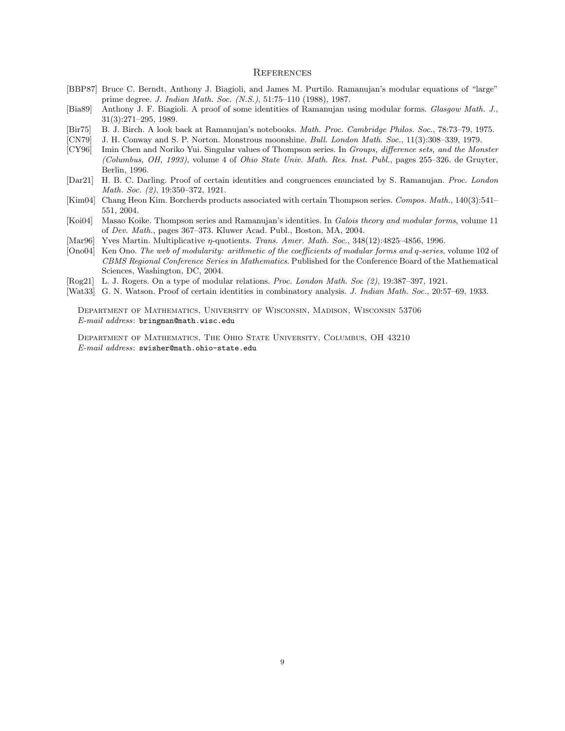## References

- [BBP87] Bruce C. Berndt, Anthony J. Biagioli, and James M. Purtilo. Ramanujan's modular equations of "large" prime degree. *J. Indian Math. Soc. (N.S.)*, 51:75–110 (1988), 1987.
- [Bia89] Anthony J. F. Biagioli. A proof of some identities of Ramanujan using modular forms. *Glasgow Math. J.*, 31(3):271–295, 1989.
- [Bir75] B. J. Birch. A look back at Ramanujan's notebooks. *Math. Proc. Cambridge Philos. Soc.*, 78:73–79, 1975.
- [CN79] J. H. Conway and S. P. Norton. Monstrous moonshine. *Bull. London Math. Soc.*, 11(3):308–339, 1979.
- [CY96] Imin Chen and Noriko Yui. Singular values of Thompson series. In *Groups, difference sets, and the Monster (Columbus, OH, 1993)*, volume 4 of *Ohio State Univ. Math. Res. Inst. Publ.*, pages 255–326. de Gruyter, Berlin, 1996.
- [Dar21] H. B. C. Darling. Proof of certain identities and congruences enunciated by S. Ramanujan. *Proc. London Math. Soc. (2)*, 19:350–372, 1921.
- [Kim04] Chang Heon Kim. Borcherds products associated with certain Thompson series. *Compos. Math.*, 140(3):541–551, 2004.
- [Koi04] Masao Koike. Thompson series and Ramanujan's identities. In *Galois theory and modular forms*, volume 11 of *Dev. Math.*, pages 367–373. Kluwer Acad. Publ., Boston, MA, 2004.
- [Mar96] Yves Martin. Multiplicative $\eta$-quotients. *Trans. Amer. Math. Soc.*, 348(12):4825–4856, 1996.
- [Ono04] Ken Ono. *The web of modularity: arithmetic of the coefficients of modular forms and q-series*, volume 102 of *CBMS Regional Conference Series in Mathematics*. Published for the Conference Board of the Mathematical Sciences, Washington, DC, 2004.
- [Rog21] L. J. Rogers. On a type of modular relations. *Proc. London Math. Soc (2)*, 19:387–397, 1921.
- [Wat33] G. N. Watson. Proof of certain identities in combinatory analysis. *J. Indian Math. Soc.*, 20:57–69, 1933.

Department of Mathematics, University of Wisconsin, Madison, Wisconsin 53706
*E-mail address*: bringman@math.wisc.edu

Department of Mathematics, The Ohio State University, Columbus, OH 43210
*E-mail address*: swisher@math.ohio-state.edu